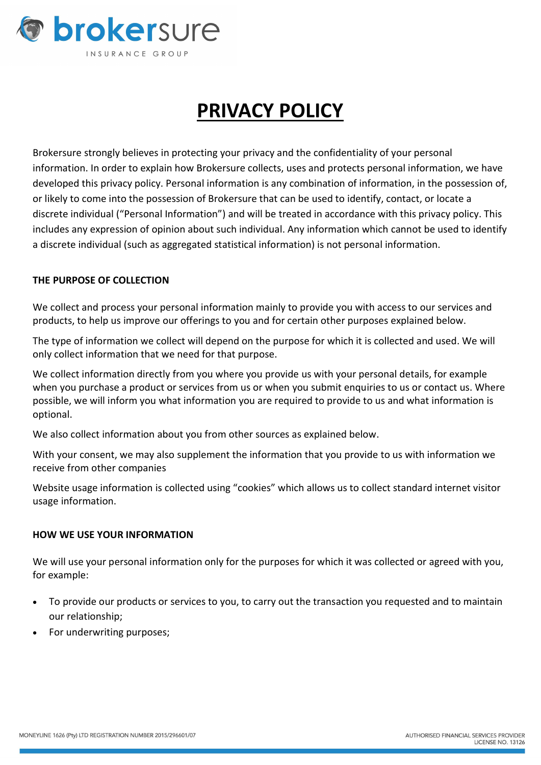# PRIVACY POLICY

Brokersure strongly believes in protecting your privacy and the confidentiality of your personal information. In order to explain how Brokersure collects, uses and protects personal information, we have developed this privacy policy. Personal information is any combination of information, in the possession of, or likely to come into the possession of Brokersure that can be used to identify, contact, or locate a discrete individual ("Personal Information") and will be treated in accordance with this privacy policy. This includes any expression of opinion about such individual. Any information which cannot be used to identify a discrete individual (such as aggregated statistical information) is not personal information.

**THE PURPOSE OF COLLECTION**

We collect and process your personal information mainly to provide you with access to our services and products, to help us improve our offerings to you and for certain other purposes explained below.

The type of information we collect will depend on the purpose for which it is collected and used. We will only collect information that we need for that purpose.

We collect information directly from you where you provide us with your personal details, for example when you purchase a product or services from us or when you submit enquiries to us or contact us. Where possible, we will inform you what information you are required to provide to us and what information is optional.

We also collect information about you from other sources as explained below.

With your consent, we may also supplement the information that you provide to us with information we receive from other companies

Website usage information is collected using "cookies" which allows us to collect standard internet visitor usage information.

**HOW WE USE YOUR INFORMATION**

We will use your personal information only for the purposes for which it was collected or agreed with you, for example:

- To provide our products or services to you, to carry out the transaction you requested and to maintain our relationship;
- For underwriting purposes;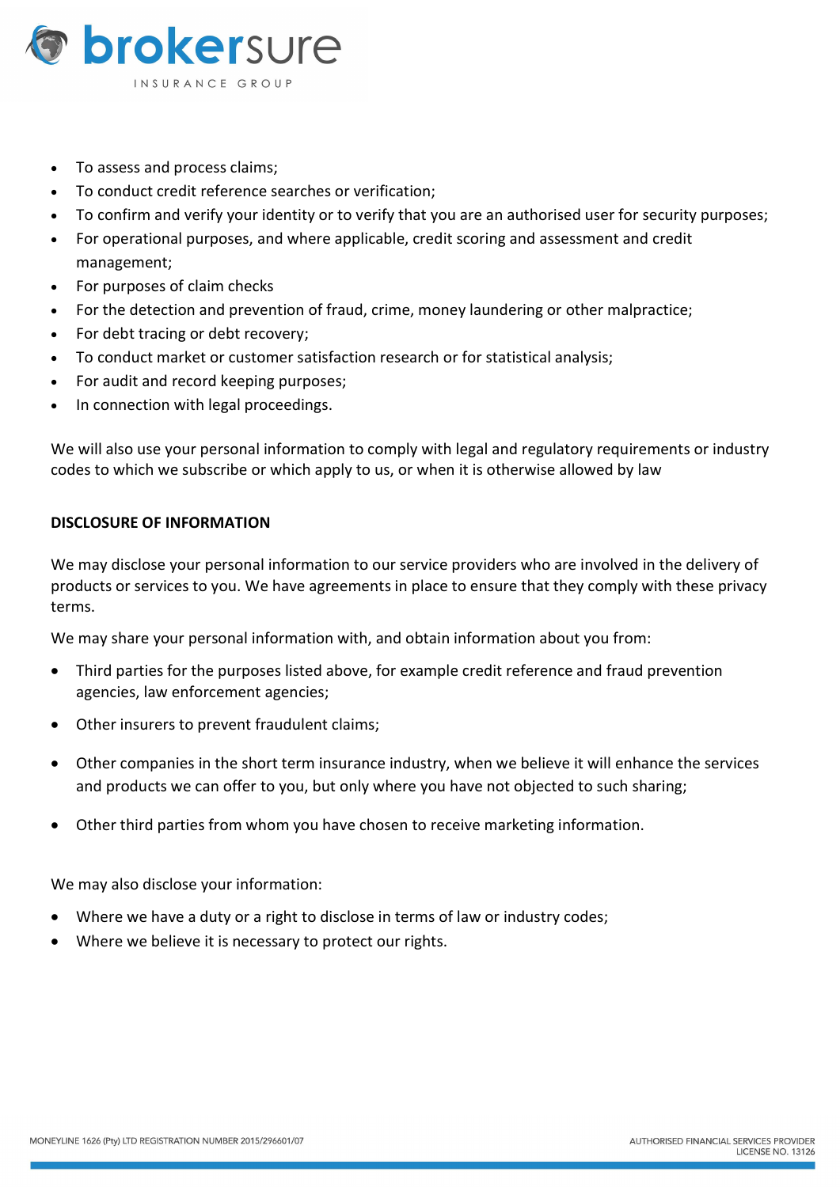- To assess and process claims;
- To conduct credit reference searches or verification;
- To confirm and verify your identity or to verify that you are an authorised user for security purposes;
- For operational purposes, and where applicable, credit scoring and assessment and credit management;
- For purposes of claim checks
- For the detection and prevention of fraud, crime, money laundering or other malpractice;
- For debt tracing or debt recovery;
- To conduct market or customer satisfaction research or for statistical analysis;
- For audit and record keeping purposes;
- In connection with legal proceedings.

We will also use your personal information to comply with legal and regulatory requirements or industry codes to which we subscribe or which apply to us, or when it is otherwise allowed by law

**DISCLOSURE OF INFORMATION**

We may disclose your personal information to our service providers who are involved in the delivery of products or services to you. We have agreements in place to ensure that they comply with these privacy terms.

We may share your personal information with, and obtain information about you from:

- Third parties for the purposes listed above, for example credit reference and fraud prevention agencies, law enforcement agencies;
- Other insurers to prevent fraudulent claims;
- Other companies in the short term insurance industry, when we believe it will enhance the services and products we can offer to you, but only where you have not objected to such sharing;
- Other third parties from whom you have chosen to receive marketing information.

We may also disclose your information:

- Where we have a duty or a right to disclose in terms of law or industry codes;
- Where we believe it is necessary to protect our rights.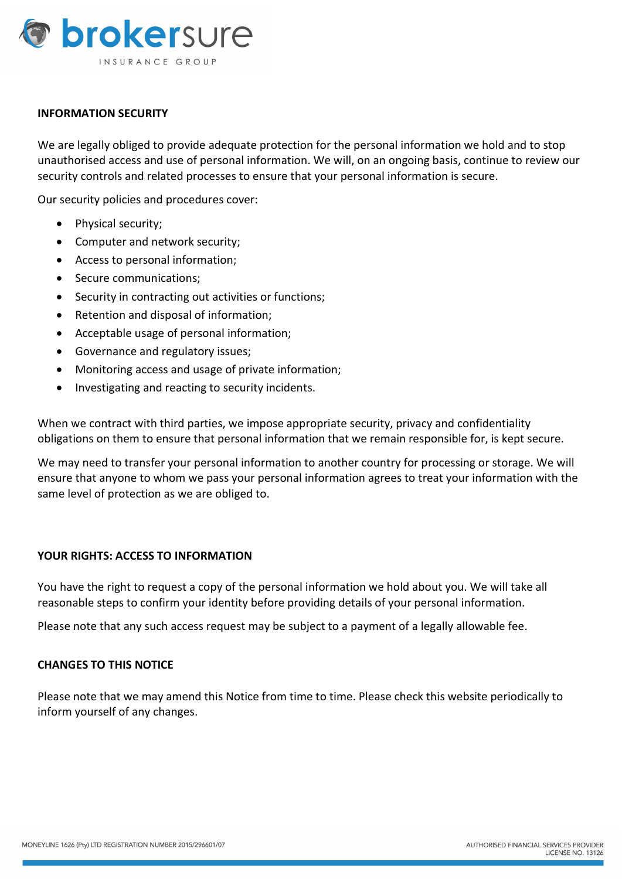## INFORMATION SECURITY

We are legally obliged to provide adequate protection for the personal information we hold and to stop unauthorised access and use of personal information. We will, on an ongoing basis, continue to review our security controls and related processes to ensure that your personal information is secure.

Our security policies and procedures cover:

- Physical security;
- Computer and network security;
- Access to personal information;
- Secure communications;
- Security in contracting out activities or functions;
- Retention and disposal of information;
- Acceptable usage of personal information;
- Governance and regulatory issues;
- Monitoring access and usage of private information;
- Investigating and reacting to security incidents.

When we contract with third parties, we impose appropriate security, privacy and confidentiality obligations on them to ensure that personal information that we remain responsible for, is kept secure.

We may need to transfer your personal information to another country for processing or storage. We will ensure that anyone to whom we pass your personal information agrees to treat your information with the same level of protection as we are obliged to.

## YOUR RIGHTS: ACCESS TO INFORMATION

You have the right to request a copy of the personal information we hold about you. We will take all reasonable steps to confirm your identity before providing details of your personal information.

Please note that any such access request may be subject to a payment of a legally allowable fee.

## CHANGES TO THIS NOTICE

Please note that we may amend this Notice from time to time. Please check this website periodically to inform yourself of any changes.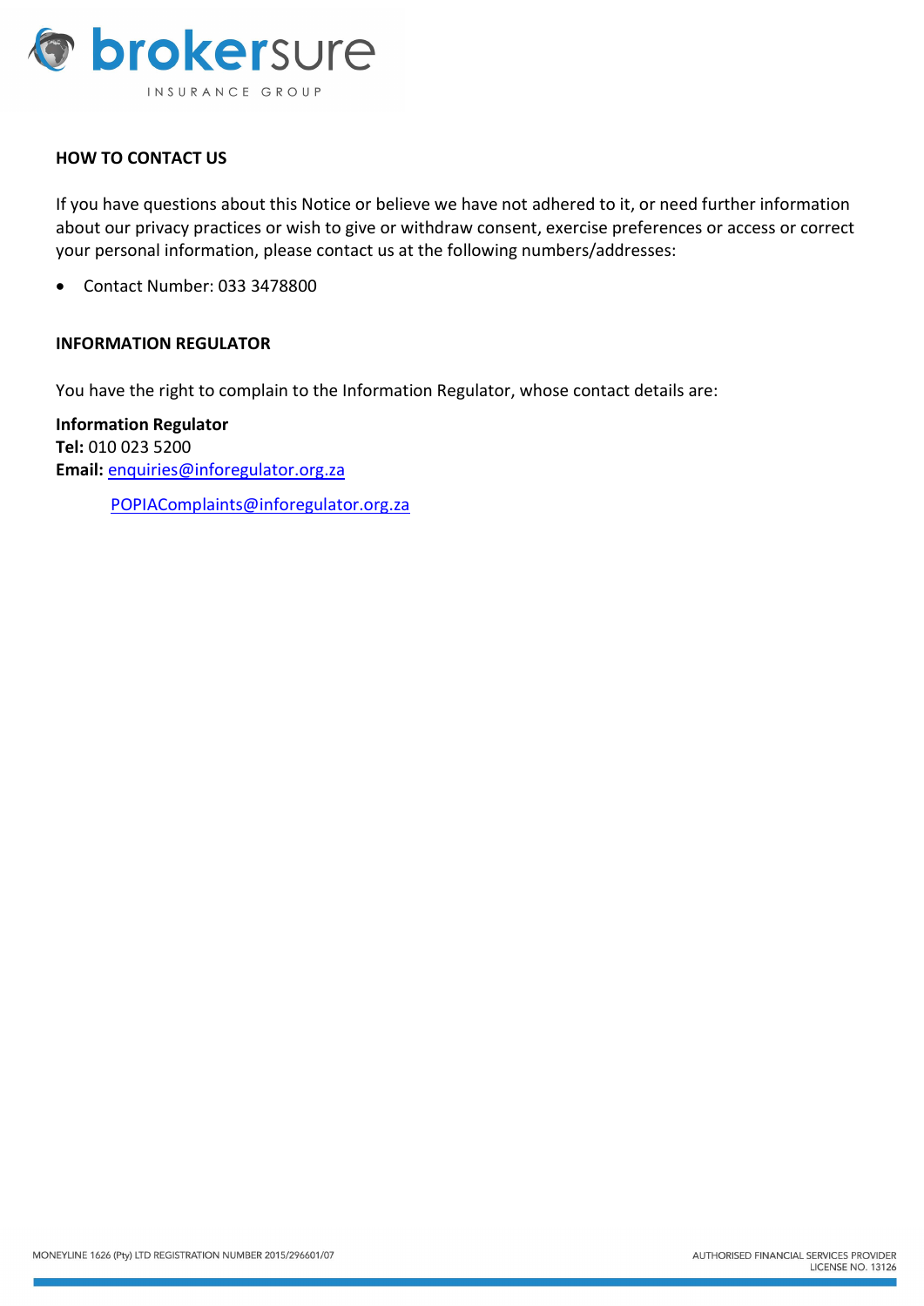## HOW TO CONTACT US

If you have questions about this Notice or believe we have not adhered to it, or need further information about our privacy practices or wish to give or withdraw consent, exercise preferences or access or correct your personal information, please contact us at the following numbers/addresses:

- Contact Number: 033 3478800

## INFORMATION REGULATOR

You have the right to complain to the Information Regulator, whose contact details are:

**Information Regulator**
**Tel:** 010 023 5200
**Email:** enquiries@inforegulator.org.za

POPIAComplaints@inforegulator.org.za